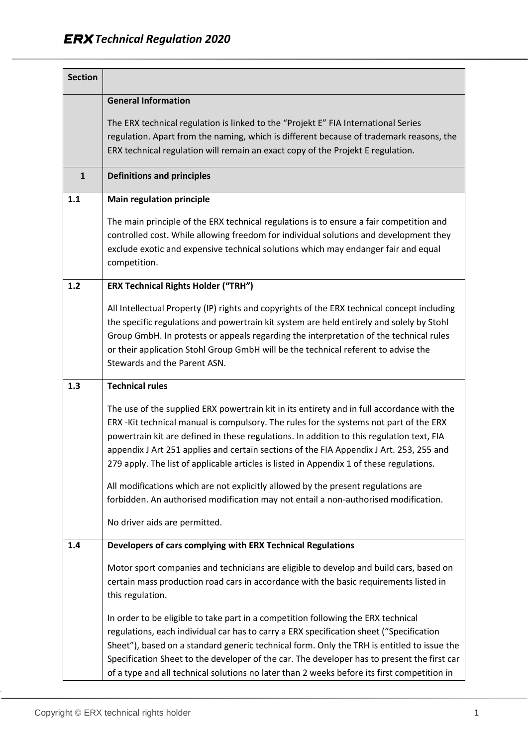| Section | |
|---|---|
| | **General Information**<br><br>The ERX technical regulation is linked to the “Projekt E” FIA International Series regulation. Apart from the naming, which is different because of trademark reasons, the ERX technical regulation will remain an exact copy of the Projekt E regulation. |
| **1** | **Definitions and principles** |
| **1.1** | **Main regulation principle**<br><br>The main principle of the ERX technical regulations is to ensure a fair competition and controlled cost. While allowing freedom for individual solutions and development they exclude exotic and expensive technical solutions which may endanger fair and equal competition. |
| **1.2** | **ERX Technical Rights Holder (“TRH”)**<br><br>All Intellectual Property (IP) rights and copyrights of the ERX technical concept including the specific regulations and powertrain kit system are held entirely and solely by Stohl Group GmbH. In protests or appeals regarding the interpretation of the technical rules or their application Stohl Group GmbH will be the technical referent to advise the Stewards and the Parent ASN. |
| **1.3** | **Technical rules**<br><br>The use of the supplied ERX powertrain kit in its entirety and in full accordance with the ERX -Kit technical manual is compulsory. The rules for the systems not part of the ERX powertrain kit are defined in these regulations. In addition to this regulation text, FIA appendix J Art 251 applies and certain sections of the FIA Appendix J Art. 253, 255 and 279 apply. The list of applicable articles is listed in Appendix 1 of these regulations.<br><br>All modifications which are not explicitly allowed by the present regulations are forbidden. An authorised modification may not entail a non-authorised modification.<br><br>No driver aids are permitted. |
| **1.4** | **Developers of cars complying with ERX Technical Regulations**<br><br>Motor sport companies and technicians are eligible to develop and build cars, based on certain mass production road cars in accordance with the basic requirements listed in this regulation.<br><br>In order to be eligible to take part in a competition following the ERX technical regulations, each individual car has to carry a ERX specification sheet (“Specification Sheet”), based on a standard generic technical form. Only the TRH is entitled to issue the Specification Sheet to the developer of the car. The developer has to present the first car of a type and all technical solutions no later than 2 weeks before its first competition in |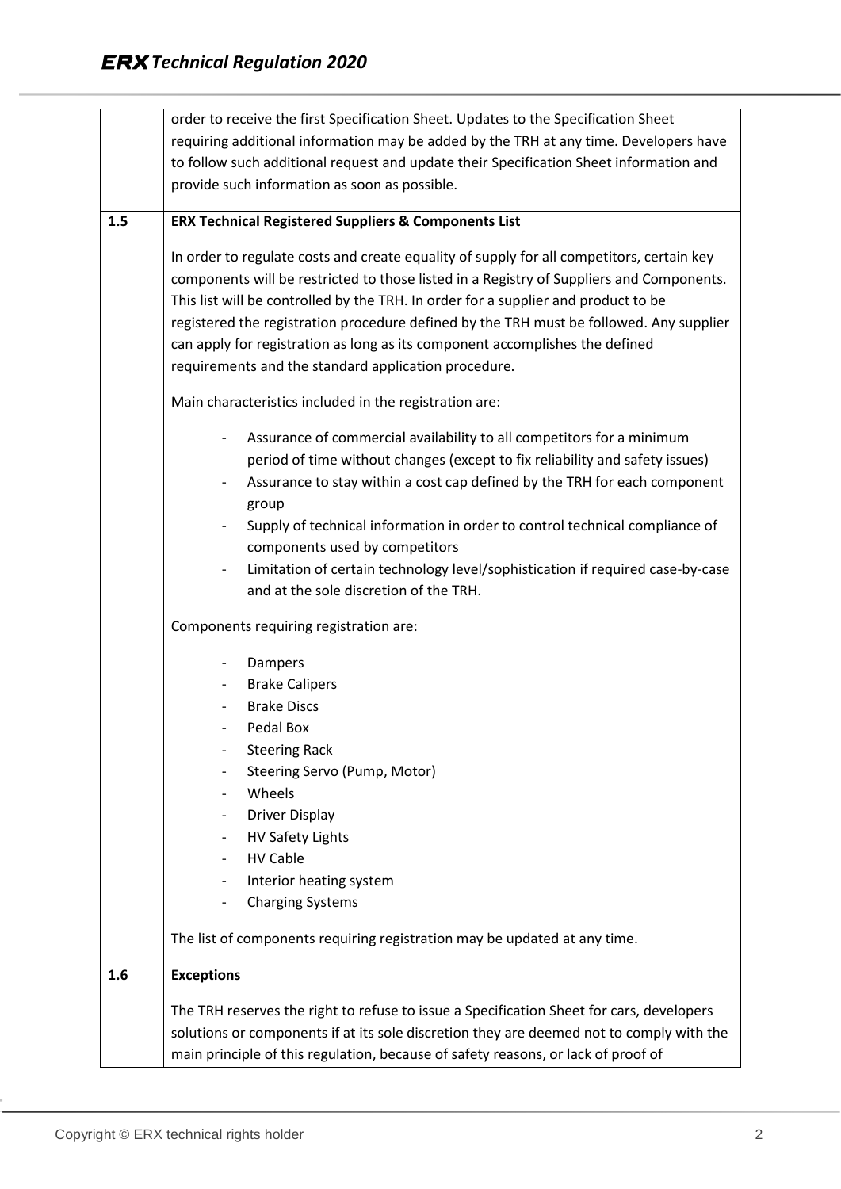| | |
|---|---|
| | order to receive the first Specification Sheet. Updates to the Specification Sheet requiring additional information may be added by the TRH at any time. Developers have to follow such additional request and update their Specification Sheet information and provide such information as soon as possible. |
| **1.5** | **ERX Technical Registered Suppliers & Components List**<br><br>In order to regulate costs and create equality of supply for all competitors, certain key components will be restricted to those listed in a Registry of Suppliers and Components. This list will be controlled by the TRH. In order for a supplier and product to be registered the registration procedure defined by the TRH must be followed. Any supplier can apply for registration as long as its component accomplishes the defined requirements and the standard application procedure.<br><br>Main characteristics included in the registration are:<br><br>- Assurance of commercial availability to all competitors for a minimum period of time without changes (except to fix reliability and safety issues)<br>- Assurance to stay within a cost cap defined by the TRH for each component group<br>- Supply of technical information in order to control technical compliance of components used by competitors<br>- Limitation of certain technology level/sophistication if required case-by-case and at the sole discretion of the TRH.<br><br>Components requiring registration are:<br><br>- Dampers<br>- Brake Calipers<br>- Brake Discs<br>- Pedal Box<br>- Steering Rack<br>- Steering Servo (Pump, Motor)<br>- Wheels<br>- Driver Display<br>- HV Safety Lights<br>- HV Cable<br>- Interior heating system<br>- Charging Systems<br><br>The list of components requiring registration may be updated at any time. |
| **1.6** | **Exceptions**<br><br>The TRH reserves the right to refuse to issue a Specification Sheet for cars, developers solutions or components if at its sole discretion they are deemed not to comply with the main principle of this regulation, because of safety reasons, or lack of proof of |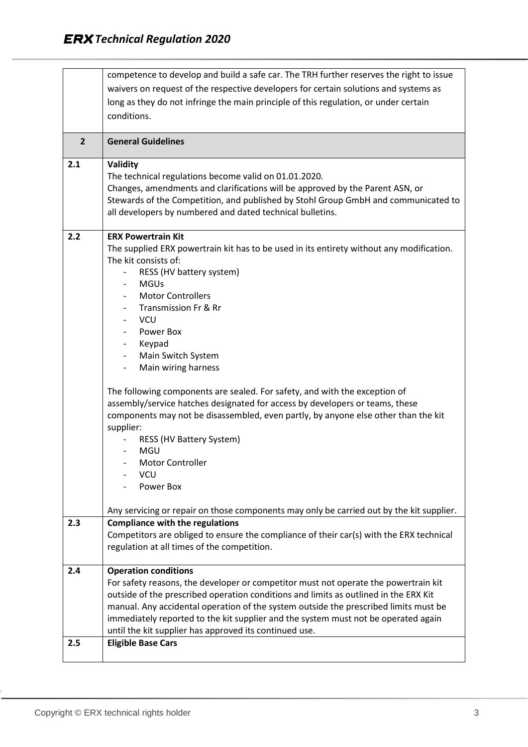competence to develop and build a safe car. The TRH further reserves the right to issue waivers on request of the respective developers for certain solutions and systems as long as they do not infringe the main principle of this regulation, or under certain conditions.

## 2 General Guidelines

### 2.1 Validity

The technical regulations become valid on 01.01.2020.
Changes, amendments and clarifications will be approved by the Parent ASN, or Stewards of the Competition, and published by Stohl Group GmbH and communicated to all developers by numbered and dated technical bulletins.

### 2.2 ERX Powertrain Kit

The supplied ERX powertrain kit has to be used in its entirety without any modification. The kit consists of:

- RESS (HV battery system)
- MGUs
- Motor Controllers
- Transmission Fr & Rr
- VCU
- Power Box
- Keypad
- Main Switch System
- Main wiring harness

The following components are sealed. For safety, and with the exception of assembly/service hatches designated for access by developers or teams, these components may not be disassembled, even partly, by anyone else other than the kit supplier:

- RESS (HV Battery System)
- MGU
- Motor Controller
- VCU
- Power Box

Any servicing or repair on those components may only be carried out by the kit supplier.

### 2.3 Compliance with the regulations

Competitors are obliged to ensure the compliance of their car(s) with the ERX technical regulation at all times of the competition.

### 2.4 Operation conditions

For safety reasons, the developer or competitor must not operate the powertrain kit outside of the prescribed operation conditions and limits as outlined in the ERX Kit manual. Any accidental operation of the system outside the prescribed limits must be immediately reported to the kit supplier and the system must not be operated again until the kit supplier has approved its continued use.

### 2.5 Eligible Base Cars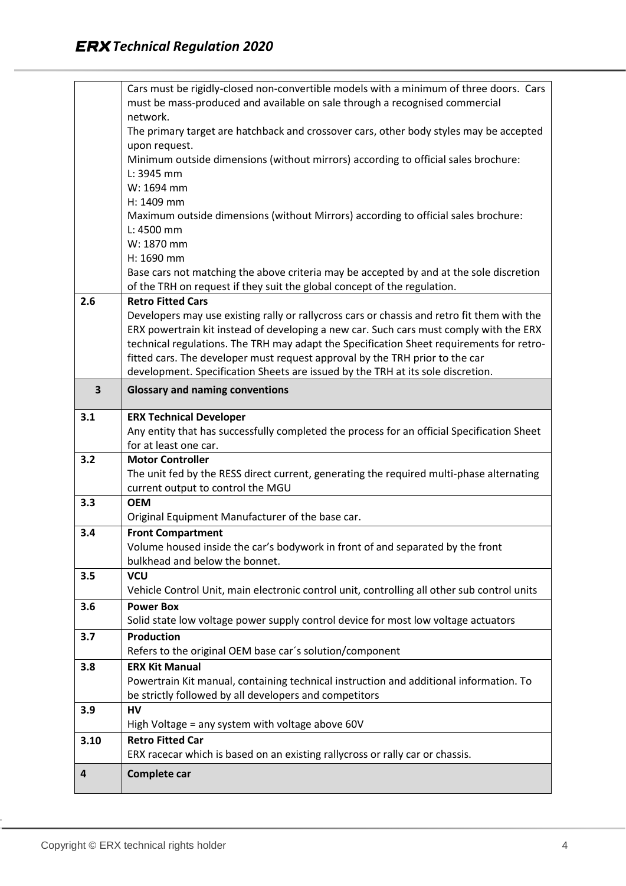| | |
|---|---|
| | Cars must be rigidly-closed non-convertible models with a minimum of three doors. Cars must be mass-produced and available on sale through a recognised commercial network.<br>The primary target are hatchback and crossover cars, other body styles may be accepted upon request.<br>Minimum outside dimensions (without mirrors) according to official sales brochure:<br>L: 3945 mm<br>W: 1694 mm<br>H: 1409 mm<br>Maximum outside dimensions (without Mirrors) according to official sales brochure:<br>L: 4500 mm<br>W: 1870 mm<br>H: 1690 mm<br>Base cars not matching the above criteria may be accepted by and at the sole discretion of the TRH on request if they suit the global concept of the regulation. |
| **2.6** | **Retro Fitted Cars**<br>Developers may use existing rally or rallycross cars or chassis and retro fit them with the ERX powertrain kit instead of developing a new car. Such cars must comply with the ERX technical regulations. The TRH may adapt the Specification Sheet requirements for retro-fitted cars. The developer must request approval by the TRH prior to the car development. Specification Sheets are issued by the TRH at its sole discretion. |
| **3** | **Glossary and naming conventions** |
| **3.1** | **ERX Technical Developer**<br>Any entity that has successfully completed the process for an official Specification Sheet for at least one car. |
| **3.2** | **Motor Controller**<br>The unit fed by the RESS direct current, generating the required multi-phase alternating current output to control the MGU |
| **3.3** | **OEM**<br>Original Equipment Manufacturer of the base car. |
| **3.4** | **Front Compartment**<br>Volume housed inside the car's bodywork in front of and separated by the front bulkhead and below the bonnet. |
| **3.5** | **VCU**<br>Vehicle Control Unit, main electronic control unit, controlling all other sub control units |
| **3.6** | **Power Box**<br>Solid state low voltage power supply control device for most low voltage actuators |
| **3.7** | **Production**<br>Refers to the original OEM base car´s solution/component |
| **3.8** | **ERX Kit Manual**<br>Powertrain Kit manual, containing technical instruction and additional information. To be strictly followed by all developers and competitors |
| **3.9** | **HV**<br>High Voltage = any system with voltage above 60V |
| **3.10** | **Retro Fitted Car**<br>ERX racecar which is based on an existing rallycross or rally car or chassis. |
| **4** | **Complete car** |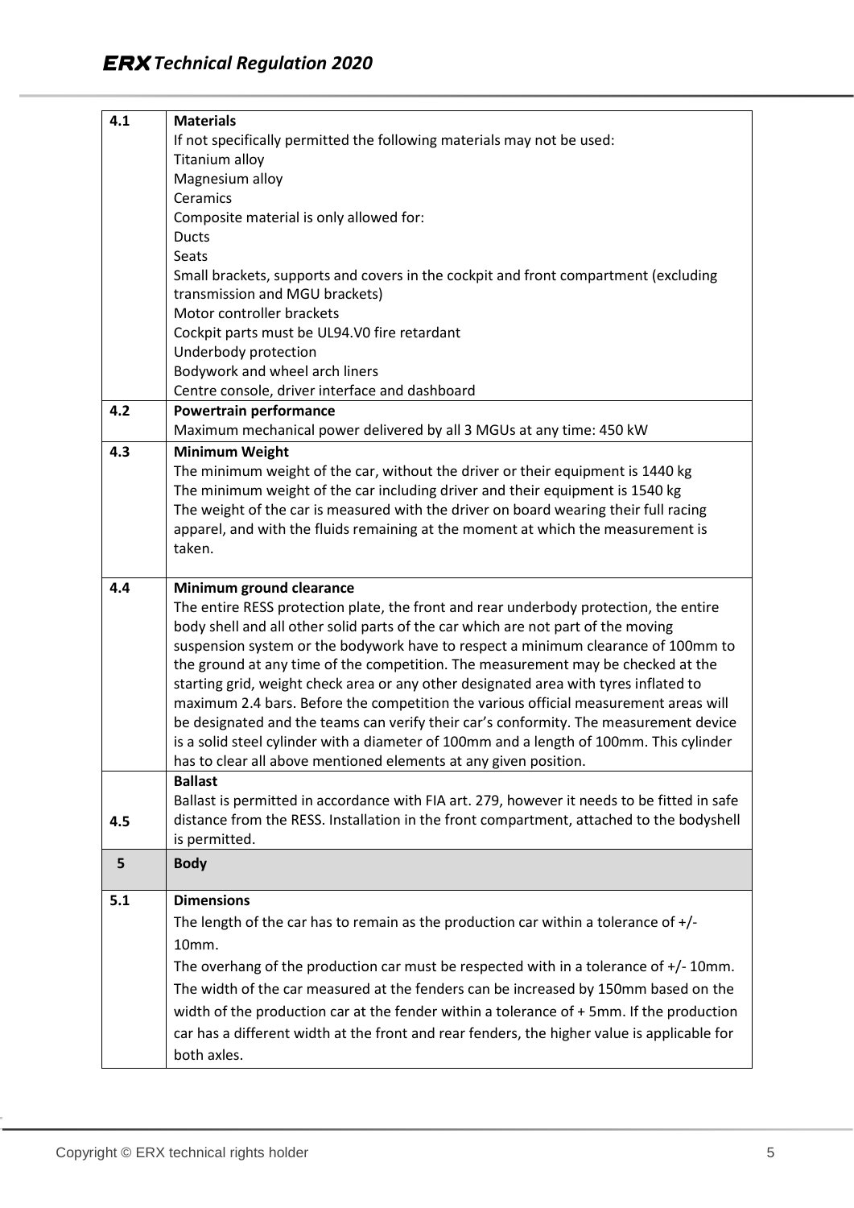| | |
|---|---|
| **4.1** | **Materials**<br>If not specifically permitted the following materials may not be used:<br>Titanium alloy<br>Magnesium alloy<br>Ceramics<br>Composite material is only allowed for:<br>Ducts<br>Seats<br>Small brackets, supports and covers in the cockpit and front compartment (excluding transmission and MGU brackets)<br>Motor controller brackets<br>Cockpit parts must be UL94.V0 fire retardant<br>Underbody protection<br>Bodywork and wheel arch liners<br>Centre console, driver interface and dashboard |
| **4.2** | **Powertrain performance**<br>Maximum mechanical power delivered by all 3 MGUs at any time: 450 kW |
| **4.3** | **Minimum Weight**<br>The minimum weight of the car, without the driver or their equipment is 1440 kg<br>The minimum weight of the car including driver and their equipment is 1540 kg<br>The weight of the car is measured with the driver on board wearing their full racing apparel, and with the fluids remaining at the moment at which the measurement is taken. |
| **4.4** | **Minimum ground clearance**<br>The entire RESS protection plate, the front and rear underbody protection, the entire body shell and all other solid parts of the car which are not part of the moving suspension system or the bodywork have to respect a minimum clearance of 100mm to the ground at any time of the competition. The measurement may be checked at the starting grid, weight check area or any other designated area with tyres inflated to maximum 2.4 bars. Before the competition the various official measurement areas will be designated and the teams can verify their car's conformity. The measurement device is a solid steel cylinder with a diameter of 100mm and a length of 100mm. This cylinder has to clear all above mentioned elements at any given position. |
| **4.5** | **Ballast**<br>Ballast is permitted in accordance with FIA art. 279, however it needs to be fitted in safe distance from the RESS. Installation in the front compartment, attached to the bodyshell is permitted. |
| **5** | **Body** |
| **5.1** | **Dimensions**<br>The length of the car has to remain as the production car within a tolerance of +/- 10mm.<br>The overhang of the production car must be respected with in a tolerance of +/- 10mm.<br>The width of the car measured at the fenders can be increased by 150mm based on the width of the production car at the fender within a tolerance of + 5mm. If the production car has a different width at the front and rear fenders, the higher value is applicable for both axles. |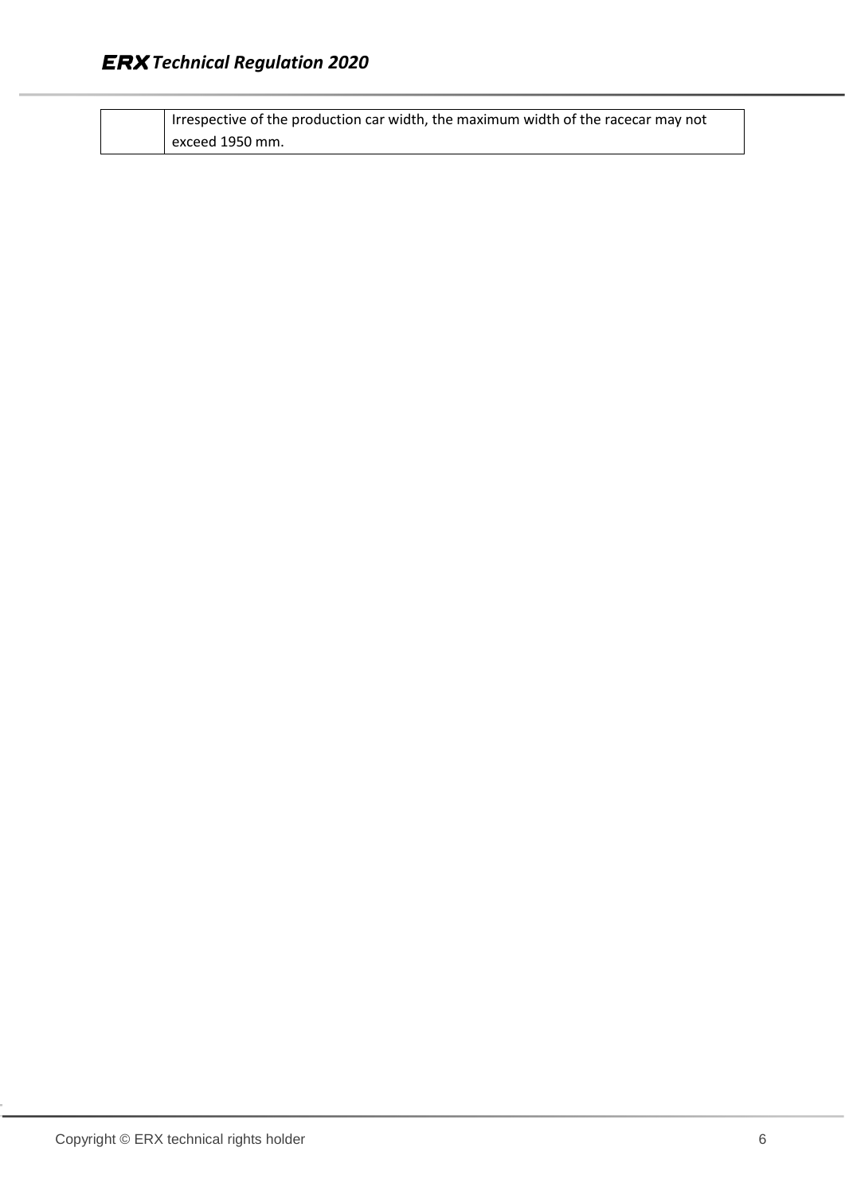|  | Irrespective of the production car width, the maximum width of the racecar may not exceed 1950 mm. |
|---|---|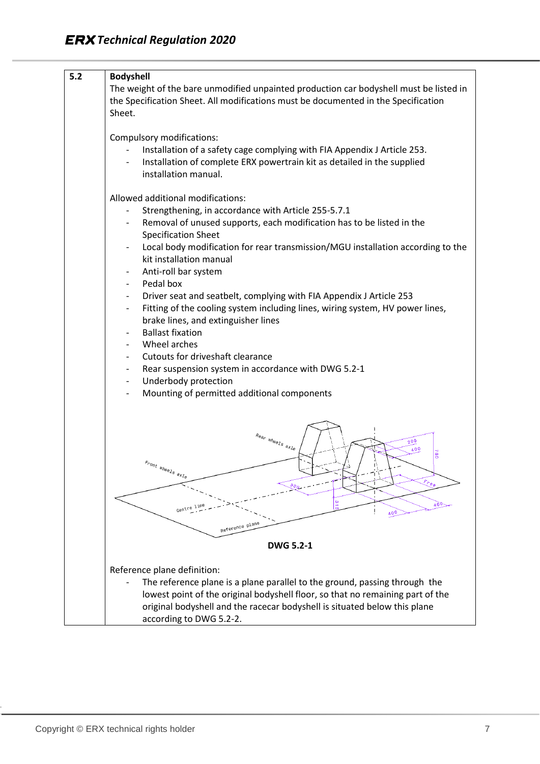**5.2 Bodyshell**

The weight of the bare unmodified unpainted production car bodyshell must be listed in the Specification Sheet. All modifications must be documented in the Specification Sheet.

Compulsory modifications:

- Installation of a safety cage complying with FIA Appendix J Article 253.
- Installation of complete ERX powertrain kit as detailed in the supplied installation manual.

Allowed additional modifications:

- Strengthening, in accordance with Article 255-5.7.1
- Removal of unused supports, each modification has to be listed in the Specification Sheet
- Local body modification for rear transmission/MGU installation according to the kit installation manual
- Anti-roll bar system
- Pedal box
- Driver seat and seatbelt, complying with FIA Appendix J Article 253
- Fitting of the cooling system including lines, wiring system, HV power lines, brake lines, and extinguisher lines
- Ballast fixation
- Wheel arches
- Cutouts for driveshaft clearance
- Rear suspension system in accordance with DWG 5.2-1
- Underbody protection
- Mounting of permitted additional components

**DWG 5.2-1**

Reference plane definition:

- The reference plane is a plane parallel to the ground, passing through the lowest point of the original bodyshell floor, so that no remaining part of the original bodyshell and the racecar bodyshell is situated below this plane according to DWG 5.2-2.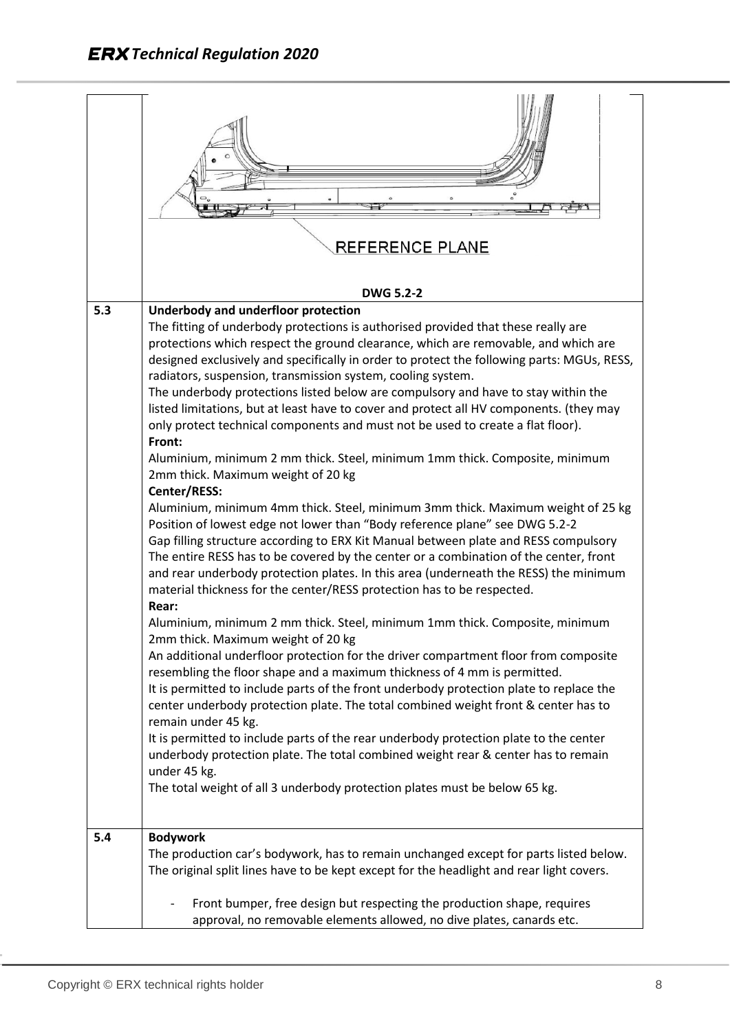REFERENCE PLANE

**DWG 5.2-2**

| | |
|---|---|
| **5.3** | **Underbody and underfloor protection**<br>The fitting of underbody protections is authorised provided that these really are protections which respect the ground clearance, which are removable, and which are designed exclusively and specifically in order to protect the following parts: MGUs, RESS, radiators, suspension, transmission system, cooling system.<br>The underbody protections listed below are compulsory and have to stay within the listed limitations, but at least have to cover and protect all HV components. (they may only protect technical components and must not be used to create a flat floor).<br>**Front:**<br>Aluminium, minimum 2 mm thick. Steel, minimum 1mm thick. Composite, minimum 2mm thick. Maximum weight of 20 kg<br>**Center/RESS:**<br>Aluminium, minimum 4mm thick. Steel, minimum 3mm thick. Maximum weight of 25 kg<br>Position of lowest edge not lower than "Body reference plane" see DWG 5.2-2<br>Gap filling structure according to ERX Kit Manual between plate and RESS compulsory<br>The entire RESS has to be covered by the center or a combination of the center, front and rear underbody protection plates. In this area (underneath the RESS) the minimum material thickness for the center/RESS protection has to be respected.<br>**Rear:**<br>Aluminium, minimum 2 mm thick. Steel, minimum 1mm thick. Composite, minimum 2mm thick. Maximum weight of 20 kg<br>An additional underfloor protection for the driver compartment floor from composite resembling the floor shape and a maximum thickness of 4 mm is permitted.<br>It is permitted to include parts of the front underbody protection plate to replace the center underbody protection plate. The total combined weight front & center has to remain under 45 kg.<br>It is permitted to include parts of the rear underbody protection plate to the center underbody protection plate. The total combined weight rear & center has to remain under 45 kg.<br>The total weight of all 3 underbody protection plates must be below 65 kg. |
| **5.4** | **Bodywork**<br>The production car's bodywork, has to remain unchanged except for parts listed below. The original split lines have to be kept except for the headlight and rear light covers.<br><br>- Front bumper, free design but respecting the production shape, requires approval, no removable elements allowed, no dive plates, canards etc. |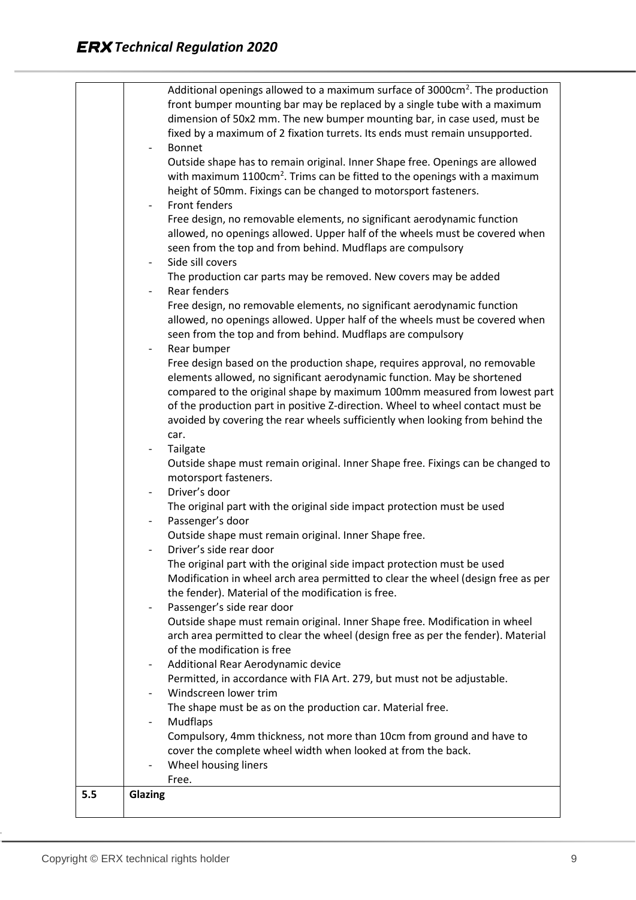| | |
|---|---|
| | Additional openings allowed to a maximum surface of 3000cm$^2$. The production front bumper mounting bar may be replaced by a single tube with a maximum dimension of 50x2 mm. The new bumper mounting bar, in case used, must be fixed by a maximum of 2 fixation turrets. Its ends must remain unsupported.<br>- Bonnet<br>Outside shape has to remain original. Inner Shape free. Openings are allowed with maximum 1100cm$^2$. Trims can be fitted to the openings with a maximum height of 50mm. Fixings can be changed to motorsport fasteners.<br>- Front fenders<br>Free design, no removable elements, no significant aerodynamic function allowed, no openings allowed. Upper half of the wheels must be covered when seen from the top and from behind. Mudflaps are compulsory<br>- Side sill covers<br>The production car parts may be removed. New covers may be added<br>- Rear fenders<br>Free design, no removable elements, no significant aerodynamic function allowed, no openings allowed. Upper half of the wheels must be covered when seen from the top and from behind. Mudflaps are compulsory<br>- Rear bumper<br>Free design based on the production shape, requires approval, no removable elements allowed, no significant aerodynamic function. May be shortened compared to the original shape by maximum 100mm measured from lowest part of the production part in positive Z-direction. Wheel to wheel contact must be avoided by covering the rear wheels sufficiently when looking from behind the car.<br>- Tailgate<br>Outside shape must remain original. Inner Shape free. Fixings can be changed to motorsport fasteners.<br>- Driver's door<br>The original part with the original side impact protection must be used<br>- Passenger's door<br>Outside shape must remain original. Inner Shape free.<br>- Driver's side rear door<br>The original part with the original side impact protection must be used Modification in wheel arch area permitted to clear the wheel (design free as per the fender). Material of the modification is free.<br>- Passenger's side rear door<br>Outside shape must remain original. Inner Shape free. Modification in wheel arch area permitted to clear the wheel (design free as per the fender). Material of the modification is free<br>- Additional Rear Aerodynamic device<br>Permitted, in accordance with FIA Art. 279, but must not be adjustable.<br>- Windscreen lower trim<br>The shape must be as on the production car. Material free.<br>- Mudflaps<br>Compulsory, 4mm thickness, not more than 10cm from ground and have to cover the complete wheel width when looked at from the back.<br>- Wheel housing liners<br>Free. |
| **5.5** | **Glazing** |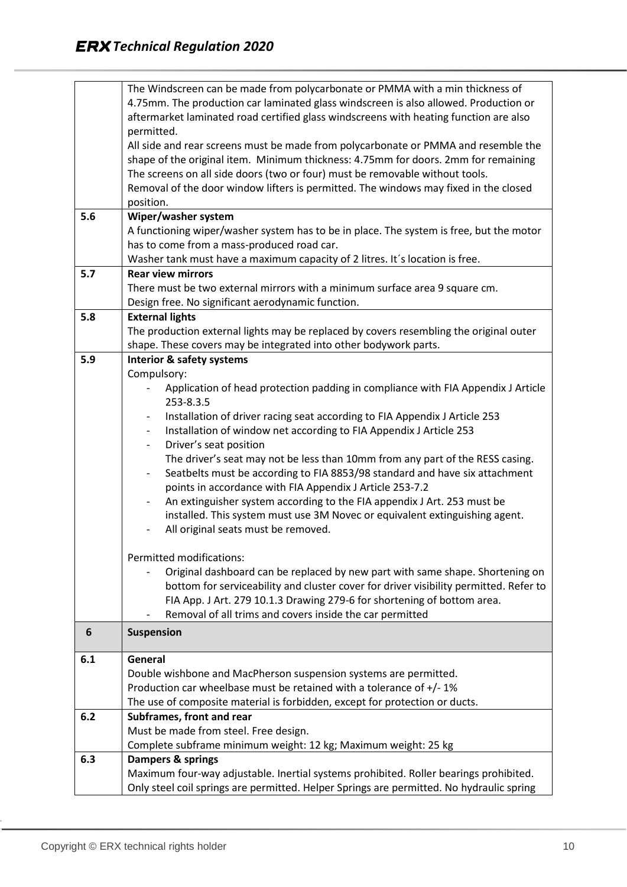| | |
|---|---|
| | The Windscreen can be made from polycarbonate or PMMA with a min thickness of 4.75mm. The production car laminated glass windscreen is also allowed. Production or aftermarket laminated road certified glass windscreens with heating function are also permitted.<br>All side and rear screens must be made from polycarbonate or PMMA and resemble the shape of the original item. Minimum thickness: 4.75mm for doors. 2mm for remaining The screens on all side doors (two or four) must be removable without tools.<br>Removal of the door window lifters is permitted. The windows may fixed in the closed position. |
| 5.6 | **Wiper/washer system**<br>A functioning wiper/washer system has to be in place. The system is free, but the motor has to come from a mass-produced road car.<br>Washer tank must have a maximum capacity of 2 litres. It´s location is free. |
| 5.7 | **Rear view mirrors**<br>There must be two external mirrors with a minimum surface area 9 square cm.<br>Design free. No significant aerodynamic function. |
| 5.8 | **External lights**<br>The production external lights may be replaced by covers resembling the original outer shape. These covers may be integrated into other bodywork parts. |
| 5.9 | **Interior & safety systems**<br>Compulsory:<br>- Application of head protection padding in compliance with FIA Appendix J Article 253-8.3.5<br>- Installation of driver racing seat according to FIA Appendix J Article 253<br>- Installation of window net according to FIA Appendix J Article 253<br>- Driver's seat position<br>The driver's seat may not be less than 10mm from any part of the RESS casing.<br>- Seatbelts must be according to FIA 8853/98 standard and have six attachment points in accordance with FIA Appendix J Article 253-7.2<br>- An extinguisher system according to the FIA appendix J Art. 253 must be installed. This system must use 3M Novec or equivalent extinguishing agent.<br>- All original seats must be removed.<br><br>Permitted modifications:<br>- Original dashboard can be replaced by new part with same shape. Shortening on bottom for serviceability and cluster cover for driver visibility permitted. Refer to FIA App. J Art. 279 10.1.3 Drawing 279-6 for shortening of bottom area.<br>- Removal of all trims and covers inside the car permitted |
| **6** | **Suspension** |
| 6.1 | **General**<br>Double wishbone and MacPherson suspension systems are permitted.<br>Production car wheelbase must be retained with a tolerance of +/- 1%<br>The use of composite material is forbidden, except for protection or ducts. |
| 6.2 | **Subframes, front and rear**<br>Must be made from steel. Free design.<br>Complete subframe minimum weight: 12 kg; Maximum weight: 25 kg |
| 6.3 | **Dampers & springs**<br>Maximum four-way adjustable. Inertial systems prohibited. Roller bearings prohibited.<br>Only steel coil springs are permitted. Helper Springs are permitted. No hydraulic spring |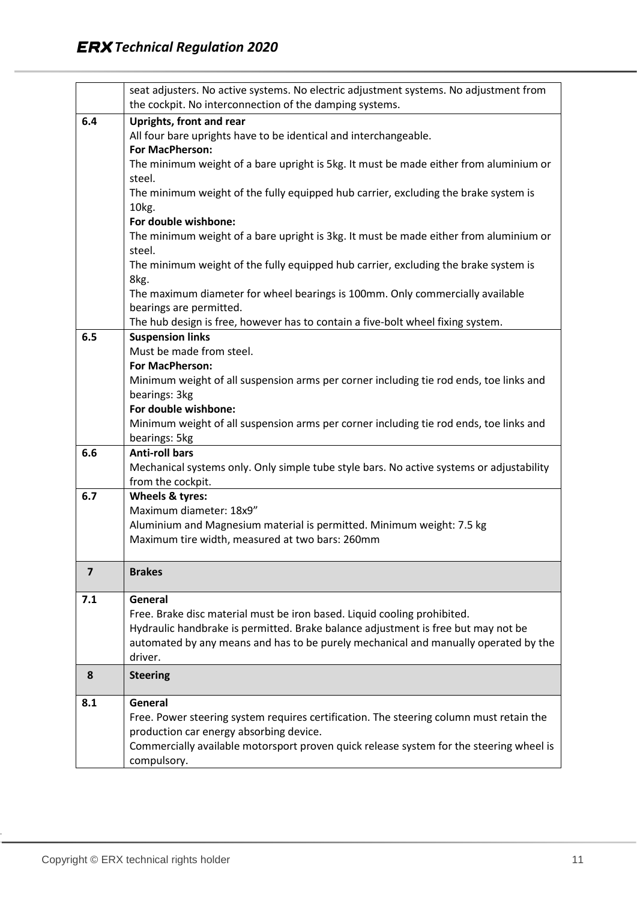|  |  |
|---|---|
|  | seat adjusters. No active systems. No electric adjustment systems. No adjustment from the cockpit. No interconnection of the damping systems. |
| **6.4** | **Uprights, front and rear**<br>All four bare uprights have to be identical and interchangeable.<br>**For MacPherson:**<br>The minimum weight of a bare upright is 5kg. It must be made either from aluminium or steel.<br>The minimum weight of the fully equipped hub carrier, excluding the brake system is 10kg.<br>**For double wishbone:**<br>The minimum weight of a bare upright is 3kg. It must be made either from aluminium or steel.<br>The minimum weight of the fully equipped hub carrier, excluding the brake system is 8kg.<br>The maximum diameter for wheel bearings is 100mm. Only commercially available bearings are permitted.<br>The hub design is free, however has to contain a five-bolt wheel fixing system. |
| **6.5** | **Suspension links**<br>Must be made from steel.<br>**For MacPherson:**<br>Minimum weight of all suspension arms per corner including tie rod ends, toe links and bearings: 3kg<br>**For double wishbone:**<br>Minimum weight of all suspension arms per corner including tie rod ends, toe links and bearings: 5kg |
| **6.6** | **Anti-roll bars**<br>Mechanical systems only. Only simple tube style bars. No active systems or adjustability from the cockpit. |
| **6.7** | **Wheels & tyres:**<br>Maximum diameter: 18x9"<br>Aluminium and Magnesium material is permitted. Minimum weight: 7.5 kg<br>Maximum tire width, measured at two bars: 260mm |
| **7** | **Brakes** |
| **7.1** | **General**<br>Free. Brake disc material must be iron based. Liquid cooling prohibited.<br>Hydraulic handbrake is permitted. Brake balance adjustment is free but may not be automated by any means and has to be purely mechanical and manually operated by the driver. |
| **8** | **Steering** |
| **8.1** | **General**<br>Free. Power steering system requires certification. The steering column must retain the production car energy absorbing device.<br>Commercially available motorsport proven quick release system for the steering wheel is compulsory. |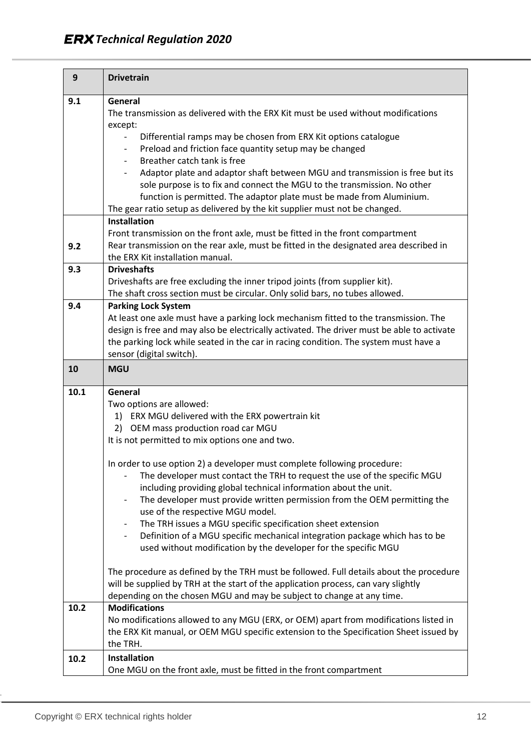| 9 | **Drivetrain** |
|---|---|
| 9.1 | **General**<br>The transmission as delivered with the ERX Kit must be used without modifications except:<br>- Differential ramps may be chosen from ERX Kit options catalogue<br>- Preload and friction face quantity setup may be changed<br>- Breather catch tank is free<br>- Adaptor plate and adaptor shaft between MGU and transmission is free but its sole purpose is to fix and connect the MGU to the transmission. No other function is permitted. The adaptor plate must be made from Aluminium.<br>The gear ratio setup as delivered by the kit supplier must not be changed. |
| 9.2 | **Installation**<br>Front transmission on the front axle, must be fitted in the front compartment<br>Rear transmission on the rear axle, must be fitted in the designated area described in the ERX Kit installation manual. |
| 9.3 | **Driveshafts**<br>Driveshafts are free excluding the inner tripod joints (from supplier kit).<br>The shaft cross section must be circular. Only solid bars, no tubes allowed. |
| 9.4 | **Parking Lock System**<br>At least one axle must have a parking lock mechanism fitted to the transmission. The design is free and may also be electrically activated. The driver must be able to activate the parking lock while seated in the car in racing condition. The system must have a sensor (digital switch). |
| **10** | **MGU** |
| 10.1 | **General**<br>Two options are allowed:<br>1) ERX MGU delivered with the ERX powertrain kit<br>2) OEM mass production road car MGU<br>It is not permitted to mix options one and two.<br><br>In order to use option 2) a developer must complete following procedure:<br>- The developer must contact the TRH to request the use of the specific MGU including providing global technical information about the unit.<br>- The developer must provide written permission from the OEM permitting the use of the respective MGU model.<br>- The TRH issues a MGU specific specification sheet extension<br>- Definition of a MGU specific mechanical integration package which has to be used without modification by the developer for the specific MGU<br><br>The procedure as defined by the TRH must be followed. Full details about the procedure will be supplied by TRH at the start of the application process, can vary slightly depending on the chosen MGU and may be subject to change at any time. |
| 10.2 | **Modifications**<br>No modifications allowed to any MGU (ERX, or OEM) apart from modifications listed in the ERX Kit manual, or OEM MGU specific extension to the Specification Sheet issued by the TRH. |
| 10.2 | **Installation**<br>One MGU on the front axle, must be fitted in the front compartment |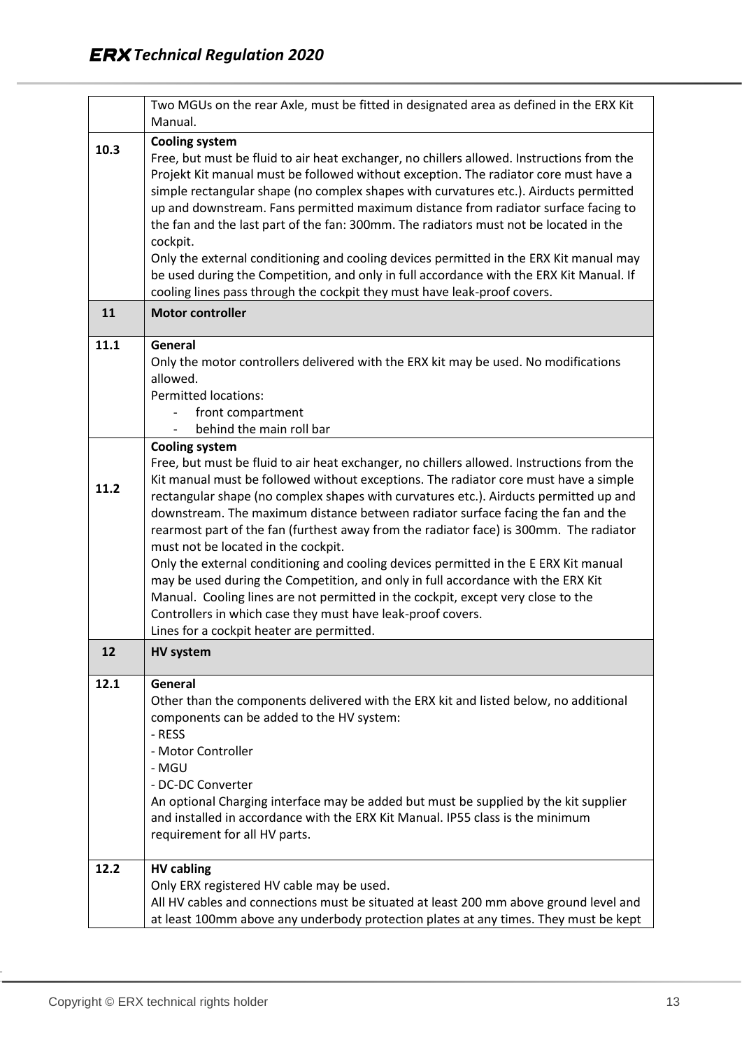| | |
|---|---|
| | Two MGUs on the rear Axle, must be fitted in designated area as defined in the ERX Kit Manual. |
| **10.3** | **Cooling system**<br>Free, but must be fluid to air heat exchanger, no chillers allowed. Instructions from the Projekt Kit manual must be followed without exception. The radiator core must have a simple rectangular shape (no complex shapes with curvatures etc.). Airducts permitted up and downstream. Fans permitted maximum distance from radiator surface facing to the fan and the last part of the fan: 300mm. The radiators must not be located in the cockpit.<br>Only the external conditioning and cooling devices permitted in the ERX Kit manual may be used during the Competition, and only in full accordance with the ERX Kit Manual. If cooling lines pass through the cockpit they must have leak-proof covers. |
| **11** | **Motor controller** |
| **11.1** | **General**<br>Only the motor controllers delivered with the ERX kit may be used. No modifications allowed.<br>Permitted locations:<br>- front compartment<br>- behind the main roll bar |
| **11.2** | **Cooling system**<br>Free, but must be fluid to air heat exchanger, no chillers allowed. Instructions from the Kit manual must be followed without exceptions. The radiator core must have a simple rectangular shape (no complex shapes with curvatures etc.). Airducts permitted up and downstream. The maximum distance between radiator surface facing the fan and the rearmost part of the fan (furthest away from the radiator face) is 300mm. The radiator must not be located in the cockpit.<br>Only the external conditioning and cooling devices permitted in the E ERX Kit manual may be used during the Competition, and only in full accordance with the ERX Kit Manual. Cooling lines are not permitted in the cockpit, except very close to the Controllers in which case they must have leak-proof covers.<br>Lines for a cockpit heater are permitted. |
| **12** | **HV system** |
| **12.1** | **General**<br>Other than the components delivered with the ERX kit and listed below, no additional components can be added to the HV system:<br>- RESS<br>- Motor Controller<br>- MGU<br>- DC-DC Converter<br>An optional Charging interface may be added but must be supplied by the kit supplier and installed in accordance with the ERX Kit Manual. IP55 class is the minimum requirement for all HV parts. |
| **12.2** | **HV cabling**<br>Only ERX registered HV cable may be used.<br>All HV cables and connections must be situated at least 200 mm above ground level and at least 100mm above any underbody protection plates at any times. They must be kept |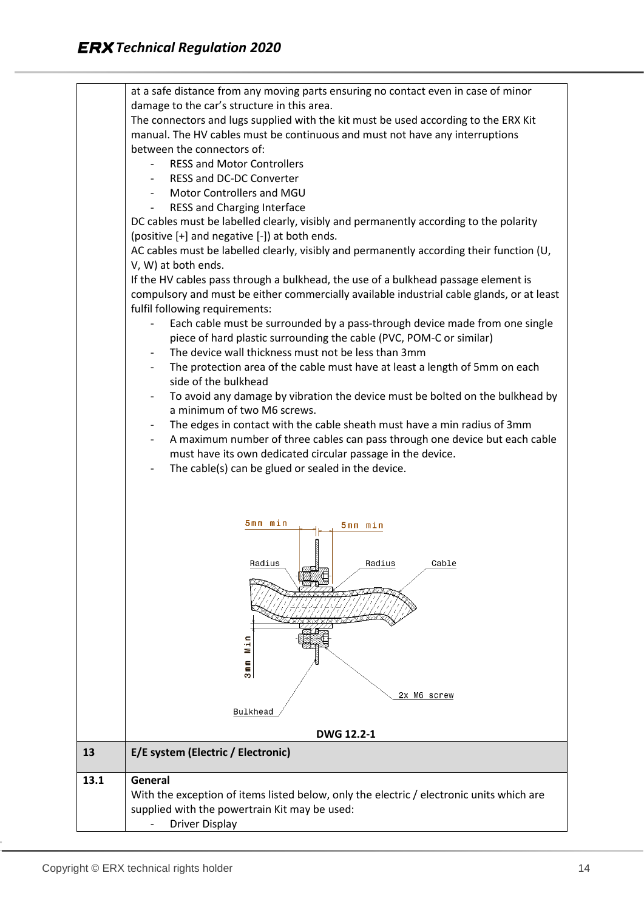| | |
|---|---|
| | at a safe distance from any moving parts ensuring no contact even in case of minor damage to the car's structure in this area.<br>The connectors and lugs supplied with the kit must be used according to the ERX Kit manual. The HV cables must be continuous and must not have any interruptions between the connectors of:<br>- RESS and Motor Controllers<br>- RESS and DC-DC Converter<br>- Motor Controllers and MGU<br>- RESS and Charging Interface<br>DC cables must be labelled clearly, visibly and permanently according to the polarity (positive [+] and negative [-]) at both ends.<br>AC cables must be labelled clearly, visibly and permanently according their function (U, V, W) at both ends.<br>If the HV cables pass through a bulkhead, the use of a bulkhead passage element is compulsory and must be either commercially available industrial cable glands, or at least fulfil following requirements:<br>- Each cable must be surrounded by a pass-through device made from one single piece of hard plastic surrounding the cable (PVC, POM-C or similar)<br>- The device wall thickness must not be less than 3mm<br>- The protection area of the cable must have at least a length of 5mm on each side of the bulkhead<br>- To avoid any damage by vibration the device must be bolted on the bulkhead by a minimum of two M6 screws.<br>- The edges in contact with the cable sheath must have a min radius of 3mm<br>- A maximum number of three cables can pass through one device but each cable must have its own dedicated circular passage in the device.<br>- The cable(s) can be glued or sealed in the device.<br><br>5mm min · 5mm min · Radius · Radius · Cable · 3mm Min · 2x M6 screw · Bulkhead<br><br>**DWG 12.2-1** |
| **13** | **E/E system (Electric / Electronic)** |
| **13.1** | **General**<br>With the exception of items listed below, only the electric / electronic units which are supplied with the powertrain Kit may be used:<br>- Driver Display |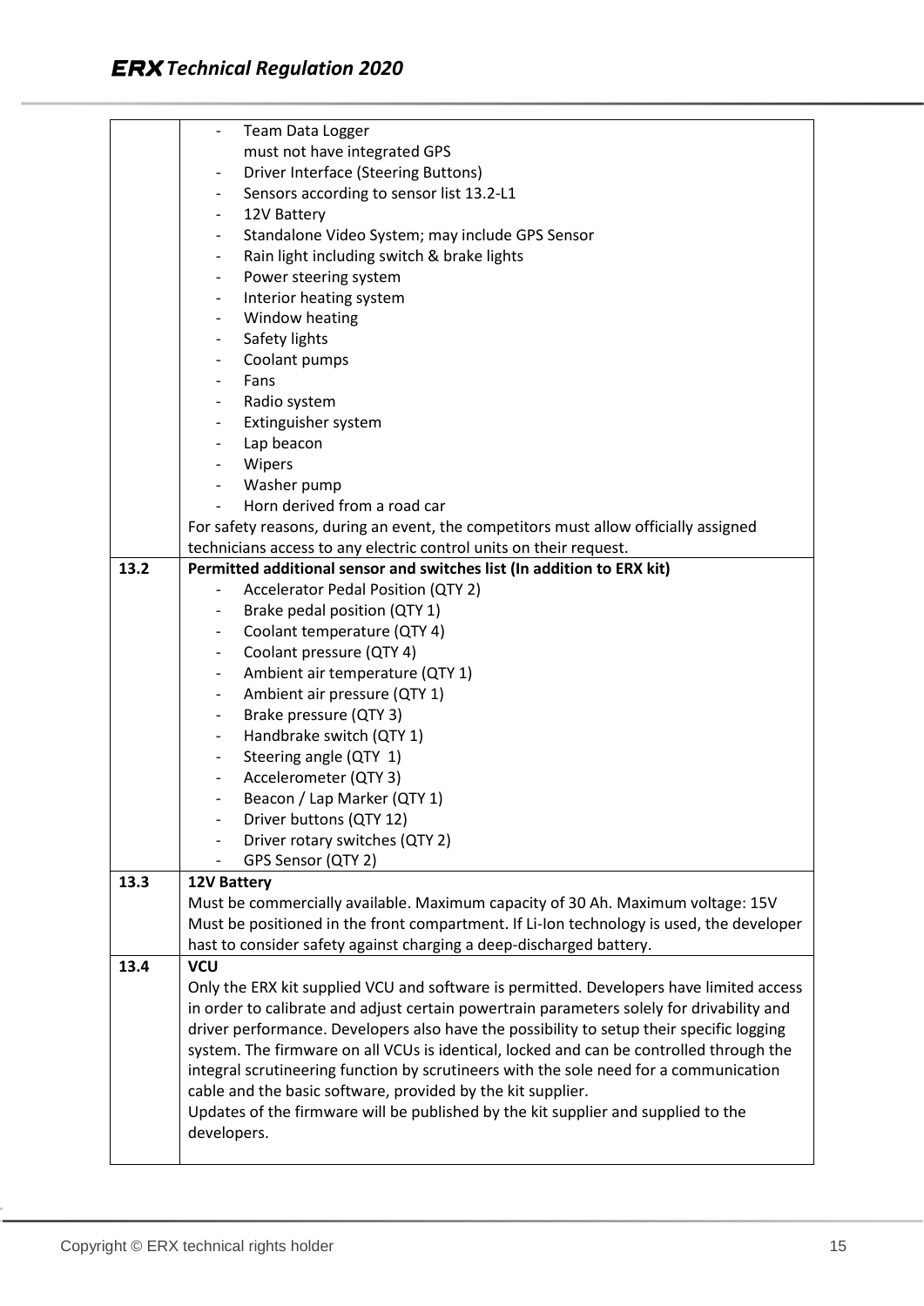| | |
|---|---|
| | - Team Data Logger<br>must not have integrated GPS<br>- Driver Interface (Steering Buttons)<br>- Sensors according to sensor list 13.2-L1<br>- 12V Battery<br>- Standalone Video System; may include GPS Sensor<br>- Rain light including switch & brake lights<br>- Power steering system<br>- Interior heating system<br>- Window heating<br>- Safety lights<br>- Coolant pumps<br>- Fans<br>- Radio system<br>- Extinguisher system<br>- Lap beacon<br>- Wipers<br>- Washer pump<br>- Horn derived from a road car<br>For safety reasons, during an event, the competitors must allow officially assigned technicians access to any electric control units on their request. |
| **13.2** | **Permitted additional sensor and switches list (In addition to ERX kit)**<br>- Accelerator Pedal Position (QTY 2)<br>- Brake pedal position (QTY 1)<br>- Coolant temperature (QTY 4)<br>- Coolant pressure (QTY 4)<br>- Ambient air temperature (QTY 1)<br>- Ambient air pressure (QTY 1)<br>- Brake pressure (QTY 3)<br>- Handbrake switch (QTY 1)<br>- Steering angle (QTY 1)<br>- Accelerometer (QTY 3)<br>- Beacon / Lap Marker (QTY 1)<br>- Driver buttons (QTY 12)<br>- Driver rotary switches (QTY 2)<br>- GPS Sensor (QTY 2) |
| **13.3** | **12V Battery**<br>Must be commercially available. Maximum capacity of 30 Ah. Maximum voltage: 15V<br>Must be positioned in the front compartment. If Li-Ion technology is used, the developer hast to consider safety against charging a deep-discharged battery. |
| **13.4** | **VCU**<br>Only the ERX kit supplied VCU and software is permitted. Developers have limited access in order to calibrate and adjust certain powertrain parameters solely for drivability and driver performance. Developers also have the possibility to setup their specific logging system. The firmware on all VCUs is identical, locked and can be controlled through the integral scrutineering function by scrutineers with the sole need for a communication cable and the basic software, provided by the kit supplier.<br>Updates of the firmware will be published by the kit supplier and supplied to the developers. |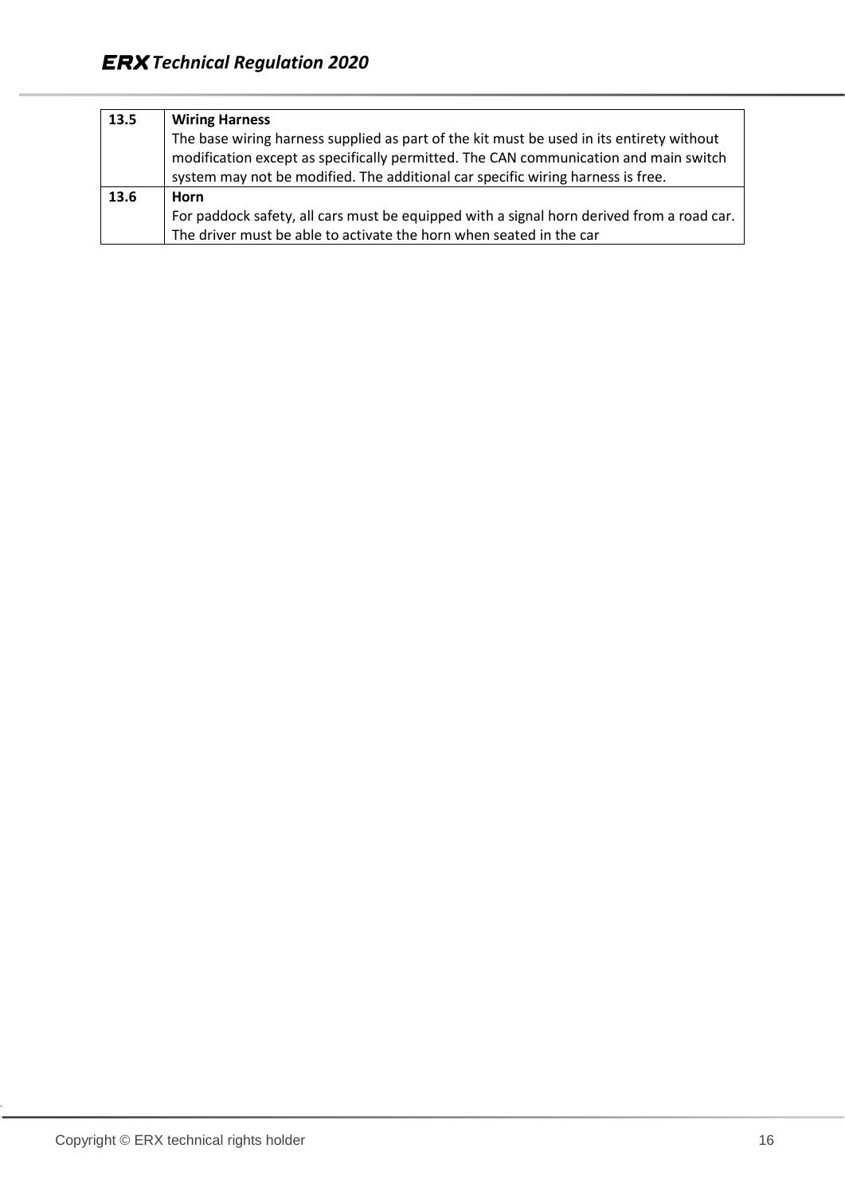| | |
|---|---|
| **13.5** | **Wiring Harness**<br>The base wiring harness supplied as part of the kit must be used in its entirety without modification except as specifically permitted. The CAN communication and main switch system may not be modified. The additional car specific wiring harness is free. |
| **13.6** | **Horn**<br>For paddock safety, all cars must be equipped with a signal horn derived from a road car. The driver must be able to activate the horn when seated in the car |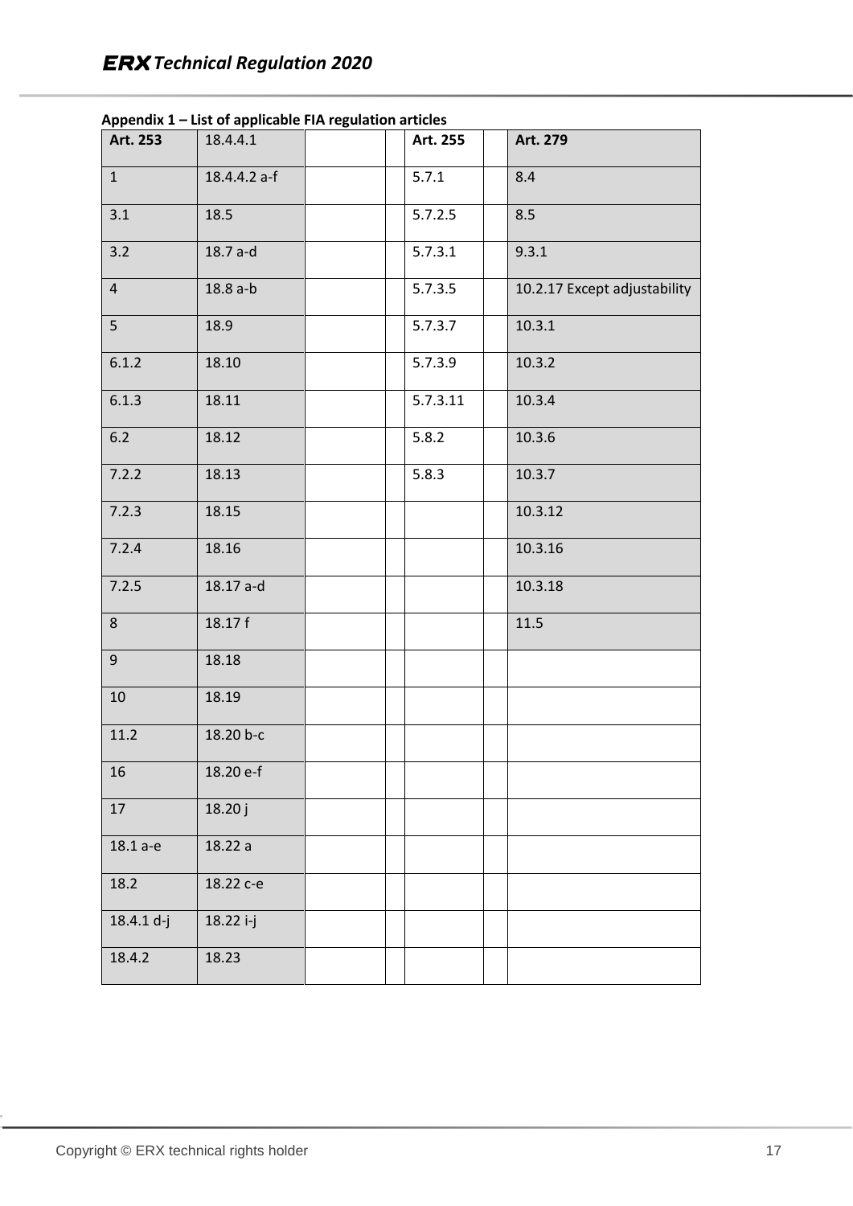**Appendix 1 – List of applicable FIA regulation articles**

| Art. 253 | 18.4.4.1 | | | Art. 255 | | Art. 279 |
|---|---|---|---|---|---|---|
| 1 | 18.4.4.2 a-f | | | 5.7.1 | | 8.4 |
| 3.1 | 18.5 | | | 5.7.2.5 | | 8.5 |
| 3.2 | 18.7 a-d | | | 5.7.3.1 | | 9.3.1 |
| 4 | 18.8 a-b | | | 5.7.3.5 | | 10.2.17 Except adjustability |
| 5 | 18.9 | | | 5.7.3.7 | | 10.3.1 |
| 6.1.2 | 18.10 | | | 5.7.3.9 | | 10.3.2 |
| 6.1.3 | 18.11 | | | 5.7.3.11 | | 10.3.4 |
| 6.2 | 18.12 | | | 5.8.2 | | 10.3.6 |
| 7.2.2 | 18.13 | | | 5.8.3 | | 10.3.7 |
| 7.2.3 | 18.15 | | | | | 10.3.12 |
| 7.2.4 | 18.16 | | | | | 10.3.16 |
| 7.2.5 | 18.17 a-d | | | | | 10.3.18 |
| 8 | 18.17 f | | | | | 11.5 |
| 9 | 18.18 | | | | | |
| 10 | 18.19 | | | | | |
| 11.2 | 18.20 b-c | | | | | |
| 16 | 18.20 e-f | | | | | |
| 17 | 18.20 j | | | | | |
| 18.1 a-e | 18.22 a | | | | | |
| 18.2 | 18.22 c-e | | | | | |
| 18.4.1 d-j | 18.22 i-j | | | | | |
| 18.4.2 | 18.23 | | | | | |